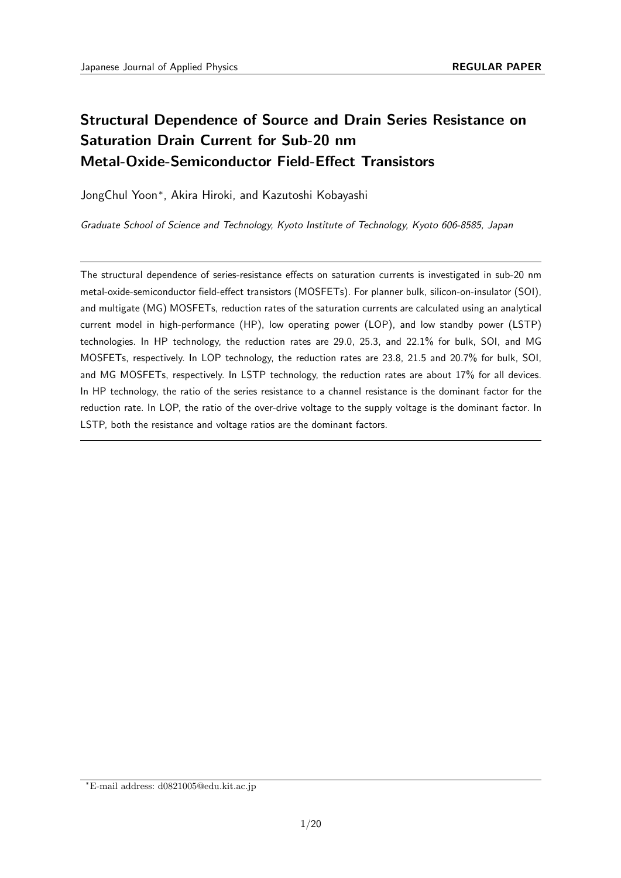# Structural Dependence of Source and Drain Series Resistance on Saturation Drain Current for Sub-20 nm Metal-Oxide-Semiconductor Field-Effect Transistors

JongChul Yoon*, Akira Hiroki, and Kazutoshi Kobayashi

*Graduate School of Science and Technology, Kyoto Institute of Technology, Kyoto 606-8585, Japan*

---

The structural dependence of series-resistance effects on saturation currents is investigated in sub-20 nm metal-oxide-semiconductor field-effect transistors (MOSFETs). For planner bulk, silicon-on-insulator (SOI), and multigate (MG) MOSFETs, reduction rates of the saturation currents are calculated using an analytical current model in high-performance (HP), low operating power (LOP), and low standby power (LSTP) technologies. In HP technology, the reduction rates are 29.0, 25.3, and 22.1% for bulk, SOI, and MG MOSFETs, respectively. In LOP technology, the reduction rates are 23.8, 21.5 and 20.7% for bulk, SOI, and MG MOSFETs, respectively. In LSTP technology, the reduction rates are about 17% for all devices. In HP technology, the ratio of the series resistance to a channel resistance is the dominant factor for the reduction rate. In LOP, the ratio of the over-drive voltage to the supply voltage is the dominant factor. In LSTP, both the resistance and voltage ratios are the dominant factors.

---

*E-mail address: d0821005@edu.kit.ac.jp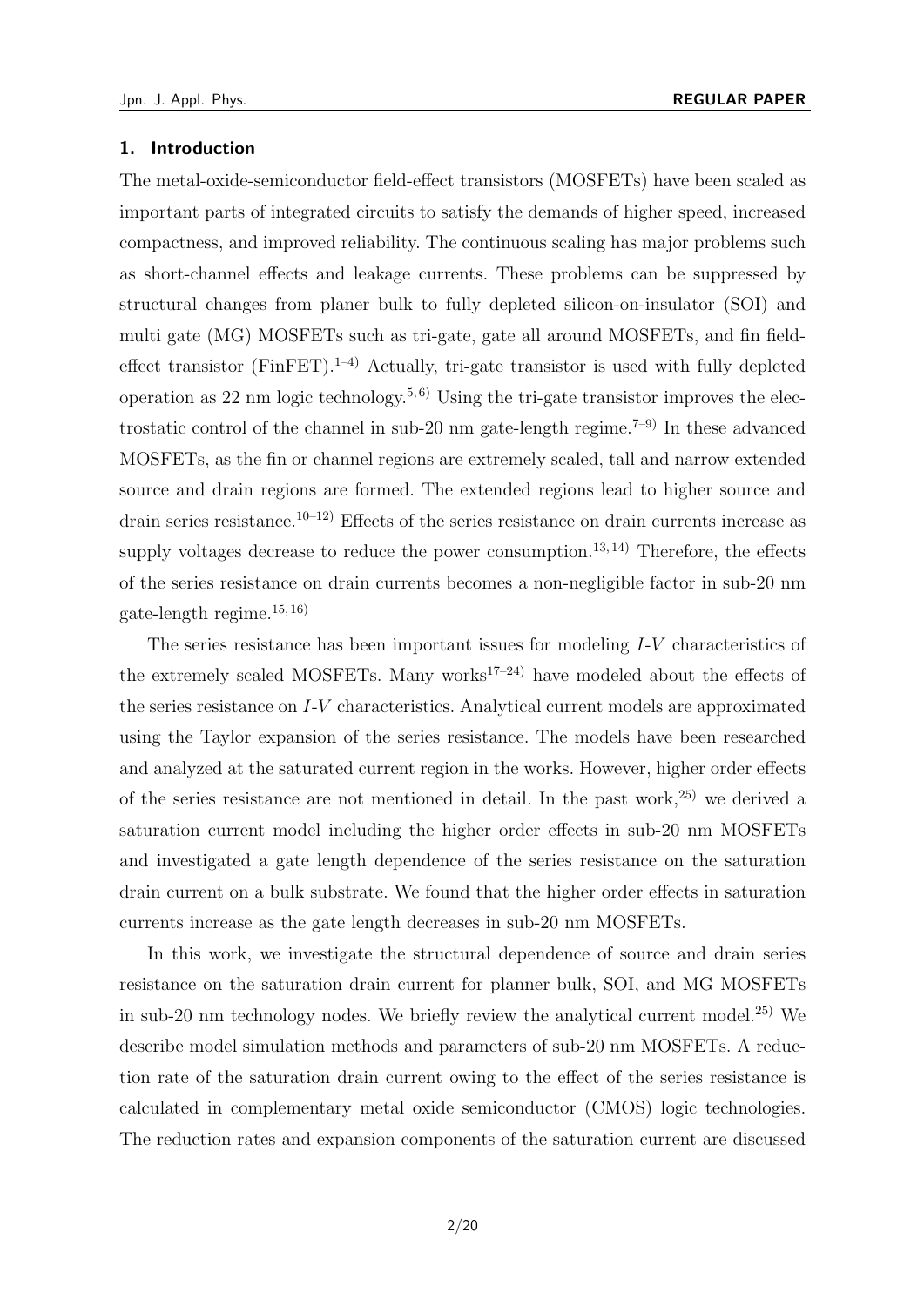## 1. Introduction

The metal-oxide-semiconductor field-effect transistors (MOSFETs) have been scaled as important parts of integrated circuits to satisfy the demands of higher speed, increased compactness, and improved reliability. The continuous scaling has major problems such as short-channel effects and leakage currents. These problems can be suppressed by structural changes from planer bulk to fully depleted silicon-on-insulator (SOI) and multi gate (MG) MOSFETs such as tri-gate, gate all around MOSFETs, and fin field-effect transistor (FinFET).[1–4] Actually, tri-gate transistor is used with fully depleted operation as 22 nm logic technology.[5,6] Using the tri-gate transistor improves the electrostatic control of the channel in sub-20 nm gate-length regime.[7–9] In these advanced MOSFETs, as the fin or channel regions are extremely scaled, tall and narrow extended source and drain regions are formed. The extended regions lead to higher source and drain series resistance.[10–12] Effects of the series resistance on drain currents increase as supply voltages decrease to reduce the power consumption.[13,14] Therefore, the effects of the series resistance on drain currents becomes a non-negligible factor in sub-20 nm gate-length regime.[15,16]

The series resistance has been important issues for modeling *I*-*V* characteristics of the extremely scaled MOSFETs. Many works[17–24] have modeled about the effects of the series resistance on *I*-*V* characteristics. Analytical current models are approximated using the Taylor expansion of the series resistance. The models have been researched and analyzed at the saturated current region in the works. However, higher order effects of the series resistance are not mentioned in detail. In the past work,[25] we derived a saturation current model including the higher order effects in sub-20 nm MOSFETs and investigated a gate length dependence of the series resistance on the saturation drain current on a bulk substrate. We found that the higher order effects in saturation currents increase as the gate length decreases in sub-20 nm MOSFETs.

In this work, we investigate the structural dependence of source and drain series resistance on the saturation drain current for planner bulk, SOI, and MG MOSFETs in sub-20 nm technology nodes. We briefly review the analytical current model.[25] We describe model simulation methods and parameters of sub-20 nm MOSFETs. A reduction rate of the saturation drain current owing to the effect of the series resistance is calculated in complementary metal oxide semiconductor (CMOS) logic technologies. The reduction rates and expansion components of the saturation current are discussed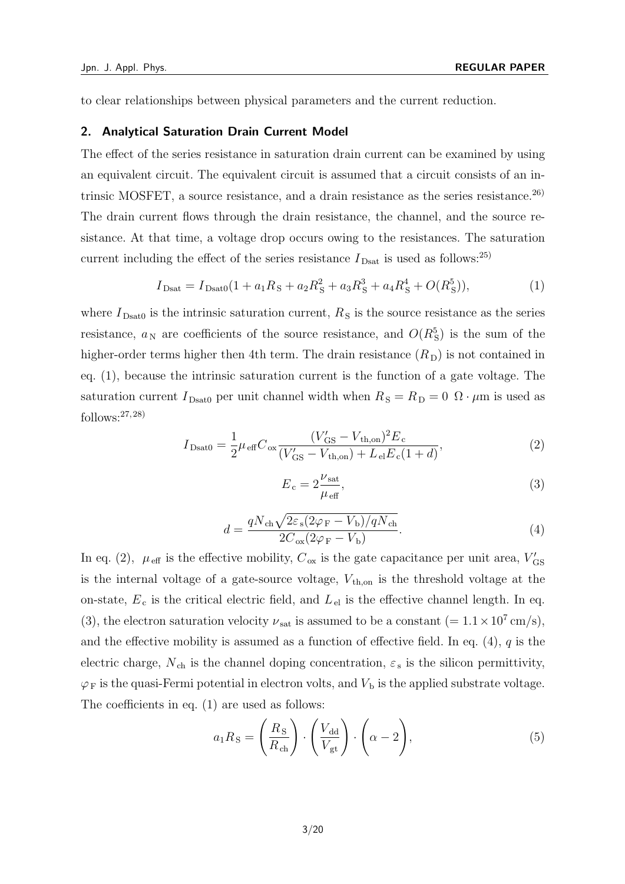to clear relationships between physical parameters and the current reduction.

## 2. Analytical Saturation Drain Current Model

The effect of the series resistance in saturation drain current can be examined by using an equivalent circuit. The equivalent circuit is assumed that a circuit consists of an intrinsic MOSFET, a source resistance, and a drain resistance as the series resistance.[26] The drain current flows through the drain resistance, the channel, and the source resistance. At that time, a voltage drop occurs owing to the resistances. The saturation current including the effect of the series resistance $I_{\rm Dsat}$ is used as follows:[25]

$$I_{\rm Dsat} = I_{\rm Dsat0}(1 + a_1 R_{\rm S} + a_2 R_{\rm S}^2 + a_3 R_{\rm S}^3 + a_4 R_{\rm S}^4 + O(R_{\rm S}^5)), \tag{1}$$

where $I_{\rm Dsat0}$ is the intrinsic saturation current, $R_{\rm S}$ is the source resistance as the series resistance, $a_{\rm N}$ are coefficients of the source resistance, and $O(R_{\rm S}^5)$ is the sum of the higher-order terms higher then 4th term. The drain resistance ($R_{\rm D}$) is not contained in eq. (1), because the intrinsic saturation current is the function of a gate voltage. The saturation current $I_{\rm Dsat0}$ per unit channel width when $R_{\rm S} = R_{\rm D} = 0\ \Omega \cdot \mu$m is used as follows:[27,28]

$$I_{\rm Dsat0} = \frac{1}{2}\mu_{\rm eff} C_{\rm ox} \frac{(V'_{\rm GS} - V_{\rm th,on})^2 E_{\rm c}}{(V'_{\rm GS} - V_{\rm th,on}) + L_{\rm el} E_{\rm c}(1 + d)}, \tag{2}$$

$$E_{\rm c} = 2\frac{\nu_{\rm sat}}{\mu_{\rm eff}}, \tag{3}$$

$$d = \frac{q N_{\rm ch}\sqrt{2\varepsilon_{\rm s}(2\varphi_{\rm F} - V_{\rm b})/q N_{\rm ch}}}{2 C_{\rm ox}(2\varphi_{\rm F} - V_{\rm b})}. \tag{4}$$

In eq. (2), $\mu_{\rm eff}$ is the effective mobility, $C_{\rm ox}$ is the gate capacitance per unit area, $V'_{\rm GS}$ is the internal voltage of a gate-source voltage, $V_{\rm th,on}$ is the threshold voltage at the on-state, $E_{\rm c}$ is the critical electric field, and $L_{\rm el}$ is the effective channel length. In eq. (3), the electron saturation velocity $\nu_{\rm sat}$ is assumed to be a constant ($= 1.1 \times 10^7$ cm/s), and the effective mobility is assumed as a function of effective field. In eq. (4), $q$ is the electric charge, $N_{\rm ch}$ is the channel doping concentration, $\varepsilon_{\rm s}$ is the silicon permittivity, $\varphi_{\rm F}$ is the quasi-Fermi potential in electron volts, and $V_{\rm b}$ is the applied substrate voltage. The coefficients in eq. (1) are used as follows:

$$a_1 R_{\rm S} = \left(\frac{R_{\rm S}}{R_{\rm ch}}\right) \cdot \left(\frac{V_{\rm dd}}{V_{\rm gt}}\right) \cdot \left(\alpha - 2\right), \tag{5}$$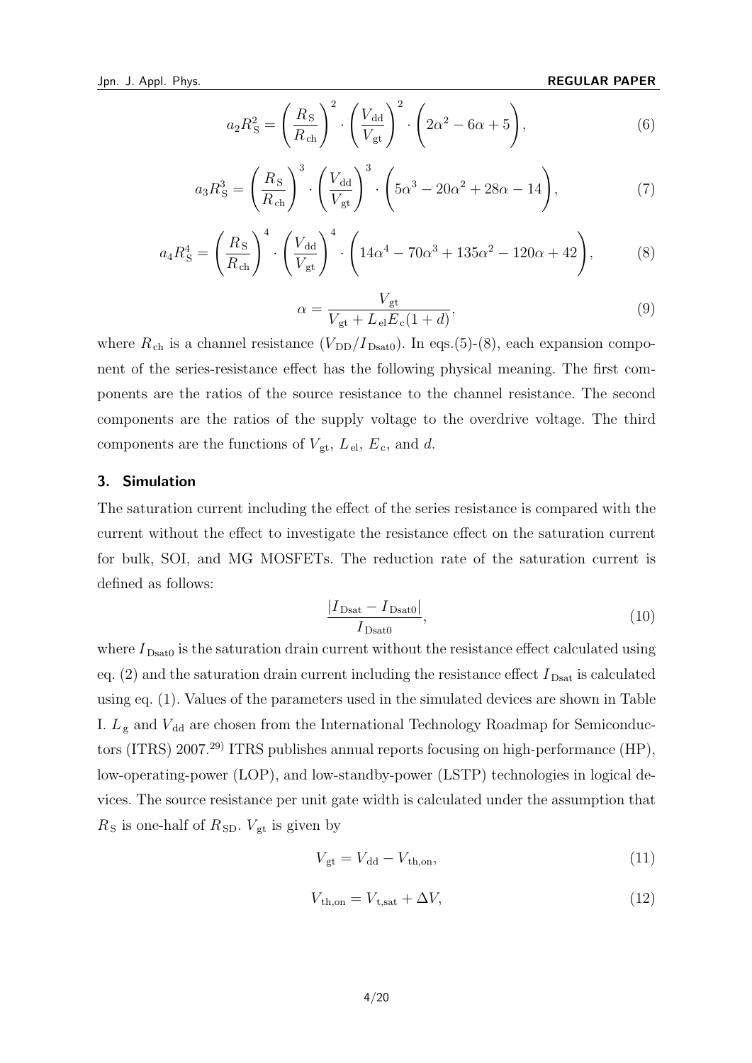$$a_2 R_S^2 = \left(\frac{R_S}{R_{ch}}\right)^2 \cdot \left(\frac{V_{dd}}{V_{gt}}\right)^2 \cdot \left(2\alpha^2 - 6\alpha + 5\right), \tag{6}$$

$$a_3 R_S^3 = \left(\frac{R_S}{R_{ch}}\right)^3 \cdot \left(\frac{V_{dd}}{V_{gt}}\right)^3 \cdot \left(5\alpha^3 - 20\alpha^2 + 28\alpha - 14\right), \tag{7}$$

$$a_4 R_S^4 = \left(\frac{R_S}{R_{ch}}\right)^4 \cdot \left(\frac{V_{dd}}{V_{gt}}\right)^4 \cdot \left(14\alpha^4 - 70\alpha^3 + 135\alpha^2 - 120\alpha + 42\right), \tag{8}$$

$$\alpha = \frac{V_{gt}}{V_{gt} + L_{el} E_c (1 + d)}, \tag{9}$$

where $R_{ch}$ is a channel resistance ($V_{DD}/I_{Dsat0}$). In eqs.(5)-(8), each expansion component of the series-resistance effect has the following physical meaning. The first components are the ratios of the source resistance to the channel resistance. The second components are the ratios of the supply voltage to the overdrive voltage. The third components are the functions of $V_{gt}$, $L_{el}$, $E_c$, and $d$.

## 3. Simulation

The saturation current including the effect of the series resistance is compared with the current without the effect to investigate the resistance effect on the saturation current for bulk, SOI, and MG MOSFETs. The reduction rate of the saturation current is defined as follows:

$$\frac{|I_{Dsat} - I_{Dsat0}|}{I_{Dsat0}}, \tag{10}$$

where $I_{Dsat0}$ is the saturation drain current without the resistance effect calculated using eq. (2) and the saturation drain current including the resistance effect $I_{Dsat}$ is calculated using eq. (1). Values of the parameters used in the simulated devices are shown in Table I. $L_g$ and $V_{dd}$ are chosen from the International Technology Roadmap for Semiconductors (ITRS) 2007.[29] ITRS publishes annual reports focusing on high-performance (HP), low-operating-power (LOP), and low-standby-power (LSTP) technologies in logical devices. The source resistance per unit gate width is calculated under the assumption that $R_S$ is one-half of $R_{SD}$. $V_{gt}$ is given by

$$V_{gt} = V_{dd} - V_{th,on}, \tag{11}$$

$$V_{th,on} = V_{t,sat} + \Delta V, \tag{12}$$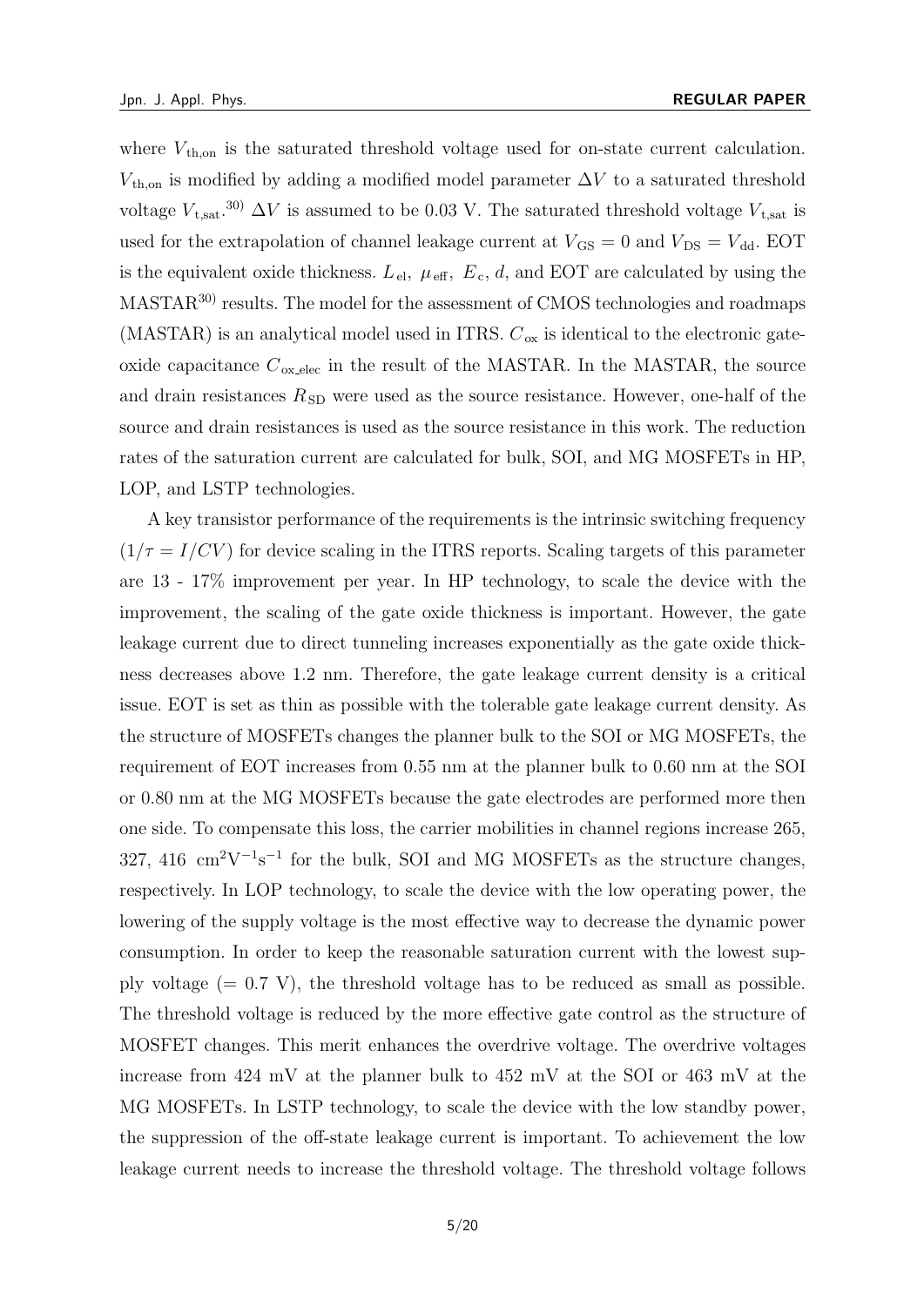where $V_{\mathrm{th,on}}$ is the saturated threshold voltage used for on-state current calculation. $V_{\mathrm{th,on}}$ is modified by adding a modified model parameter $\Delta V$ to a saturated threshold voltage $V_{\mathrm{t,sat}}$.[30] $\Delta V$ is assumed to be 0.03 V. The saturated threshold voltage $V_{\mathrm{t,sat}}$ is used for the extrapolation of channel leakage current at $V_{\mathrm{GS}} = 0$ and $V_{\mathrm{DS}} = V_{\mathrm{dd}}$. EOT is the equivalent oxide thickness. $L_{\mathrm{el}}$, $\mu_{\mathrm{eff}}$, $E_{\mathrm{c}}$, $d$, and EOT are calculated by using the MASTAR[30] results. The model for the assessment of CMOS technologies and roadmaps (MASTAR) is an analytical model used in ITRS. $C_{\mathrm{ox}}$ is identical to the electronic gate-oxide capacitance $C_{\mathrm{ox\_elec}}$ in the result of the MASTAR. In the MASTAR, the source and drain resistances $R_{\mathrm{SD}}$ were used as the source resistance. However, one-half of the source and drain resistances is used as the source resistance in this work. The reduction rates of the saturation current are calculated for bulk, SOI, and MG MOSFETs in HP, LOP, and LSTP technologies.

A key transistor performance of the requirements is the intrinsic switching frequency $(1/\tau = I/CV)$ for device scaling in the ITRS reports. Scaling targets of this parameter are 13 - 17% improvement per year. In HP technology, to scale the device with the improvement, the scaling of the gate oxide thickness is important. However, the gate leakage current due to direct tunneling increases exponentially as the gate oxide thickness decreases above 1.2 nm. Therefore, the gate leakage current density is a critical issue. EOT is set as thin as possible with the tolerable gate leakage current density. As the structure of MOSFETs changes the planner bulk to the SOI or MG MOSFETs, the requirement of EOT increases from 0.55 nm at the planner bulk to 0.60 nm at the SOI or 0.80 nm at the MG MOSFETs because the gate electrodes are performed more then one side. To compensate this loss, the carrier mobilities in channel regions increase 265, 327, 416 $\mathrm{cm^2V^{-1}s^{-1}}$ for the bulk, SOI and MG MOSFETs as the structure changes, respectively. In LOP technology, to scale the device with the low operating power, the lowering of the supply voltage is the most effective way to decrease the dynamic power consumption. In order to keep the reasonable saturation current with the lowest supply voltage (= 0.7 V), the threshold voltage has to be reduced as small as possible. The threshold voltage is reduced by the more effective gate control as the structure of MOSFET changes. This merit enhances the overdrive voltage. The overdrive voltages increase from 424 mV at the planner bulk to 452 mV at the SOI or 463 mV at the MG MOSFETs. In LSTP technology, to scale the device with the low standby power, the suppression of the off-state leakage current is important. To achievement the low leakage current needs to increase the threshold voltage. The threshold voltage follows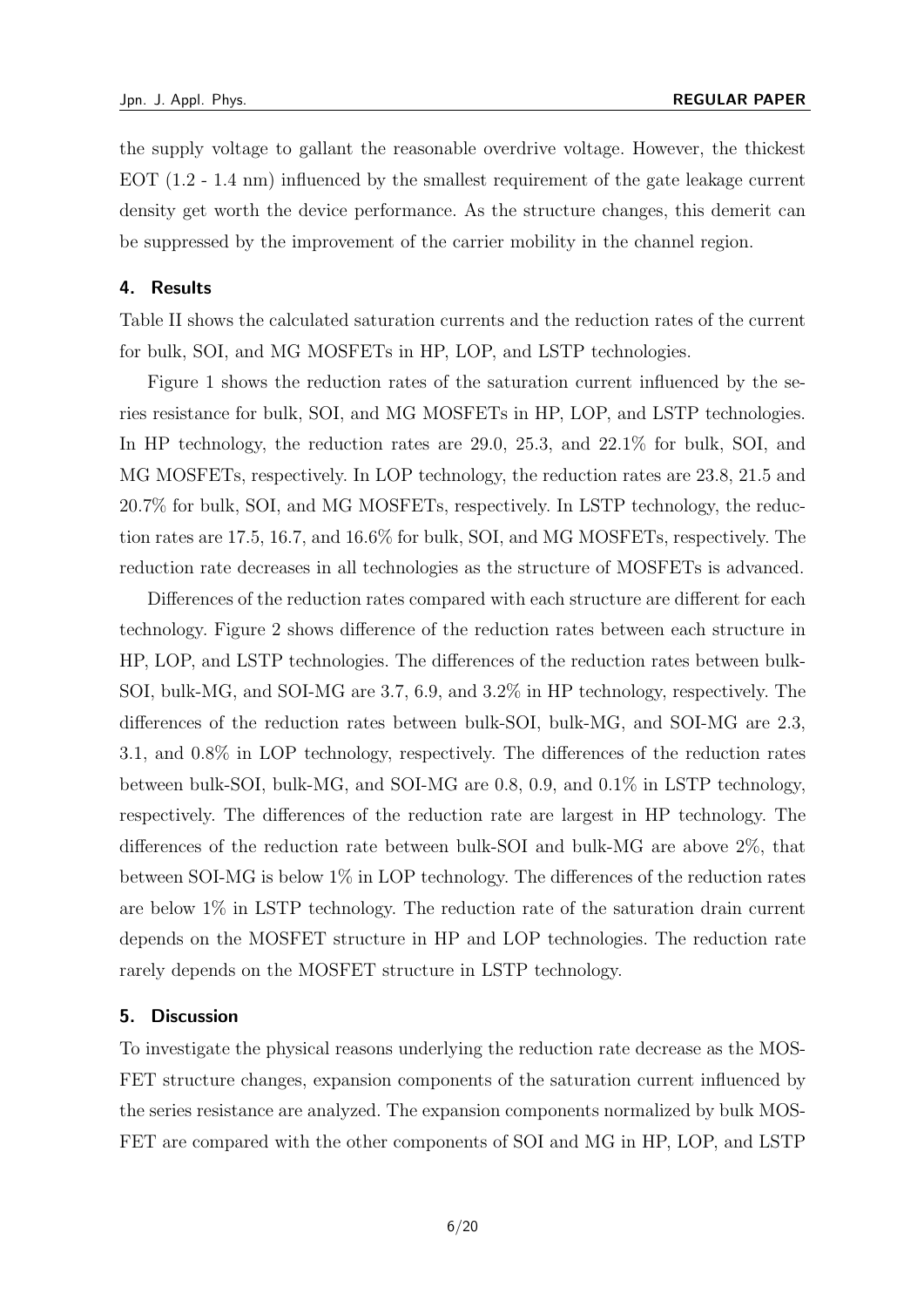the supply voltage to gallant the reasonable overdrive voltage. However, the thickest EOT (1.2 - 1.4 nm) influenced by the smallest requirement of the gate leakage current density get worth the device performance. As the structure changes, this demerit can be suppressed by the improvement of the carrier mobility in the channel region.

## 4. Results

Table II shows the calculated saturation currents and the reduction rates of the current for bulk, SOI, and MG MOSFETs in HP, LOP, and LSTP technologies.

Figure 1 shows the reduction rates of the saturation current influenced by the series resistance for bulk, SOI, and MG MOSFETs in HP, LOP, and LSTP technologies. In HP technology, the reduction rates are 29.0, 25.3, and 22.1% for bulk, SOI, and MG MOSFETs, respectively. In LOP technology, the reduction rates are 23.8, 21.5 and 20.7% for bulk, SOI, and MG MOSFETs, respectively. In LSTP technology, the reduction rates are 17.5, 16.7, and 16.6% for bulk, SOI, and MG MOSFETs, respectively. The reduction rate decreases in all technologies as the structure of MOSFETs is advanced.

Differences of the reduction rates compared with each structure are different for each technology. Figure 2 shows difference of the reduction rates between each structure in HP, LOP, and LSTP technologies. The differences of the reduction rates between bulk-SOI, bulk-MG, and SOI-MG are 3.7, 6.9, and 3.2% in HP technology, respectively. The differences of the reduction rates between bulk-SOI, bulk-MG, and SOI-MG are 2.3, 3.1, and 0.8% in LOP technology, respectively. The differences of the reduction rates between bulk-SOI, bulk-MG, and SOI-MG are 0.8, 0.9, and 0.1% in LSTP technology, respectively. The differences of the reduction rate are largest in HP technology. The differences of the reduction rate between bulk-SOI and bulk-MG are above 2%, that between SOI-MG is below 1% in LOP technology. The differences of the reduction rates are below 1% in LSTP technology. The reduction rate of the saturation drain current depends on the MOSFET structure in HP and LOP technologies. The reduction rate rarely depends on the MOSFET structure in LSTP technology.

## 5. Discussion

To investigate the physical reasons underlying the reduction rate decrease as the MOSFET structure changes, expansion components of the saturation current influenced by the series resistance are analyzed. The expansion components normalized by bulk MOSFET are compared with the other components of SOI and MG in HP, LOP, and LSTP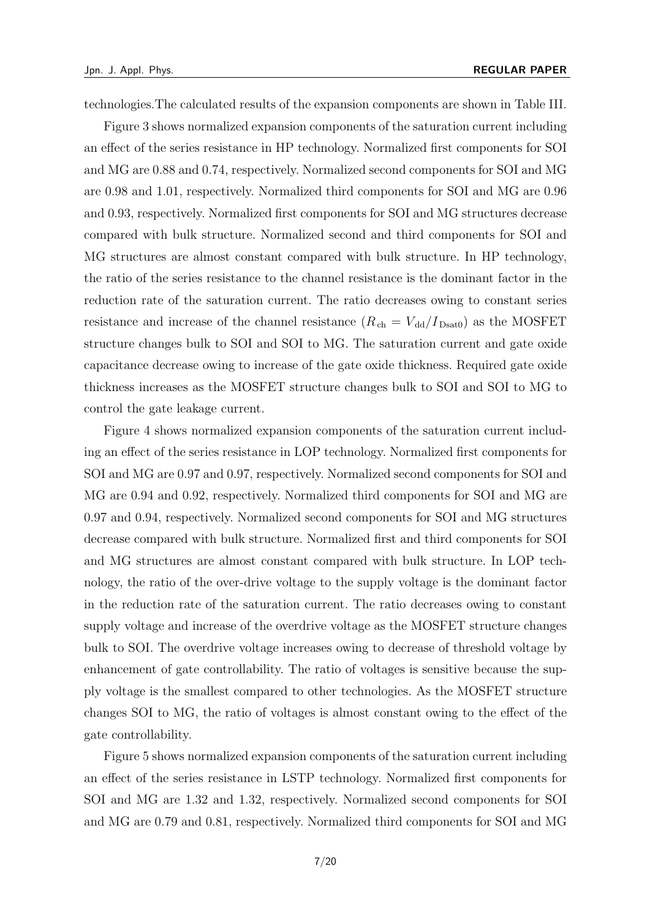technologies.The calculated results of the expansion components are shown in Table III.

Figure 3 shows normalized expansion components of the saturation current including an effect of the series resistance in HP technology. Normalized first components for SOI and MG are 0.88 and 0.74, respectively. Normalized second components for SOI and MG are 0.98 and 1.01, respectively. Normalized third components for SOI and MG are 0.96 and 0.93, respectively. Normalized first components for SOI and MG structures decrease compared with bulk structure. Normalized second and third components for SOI and MG structures are almost constant compared with bulk structure. In HP technology, the ratio of the series resistance to the channel resistance is the dominant factor in the reduction rate of the saturation current. The ratio decreases owing to constant series resistance and increase of the channel resistance ($R_{\rm ch} = V_{\rm dd}/I_{\rm Dsat0}$) as the MOSFET structure changes bulk to SOI and SOI to MG. The saturation current and gate oxide capacitance decrease owing to increase of the gate oxide thickness. Required gate oxide thickness increases as the MOSFET structure changes bulk to SOI and SOI to MG to control the gate leakage current.

Figure 4 shows normalized expansion components of the saturation current including an effect of the series resistance in LOP technology. Normalized first components for SOI and MG are 0.97 and 0.97, respectively. Normalized second components for SOI and MG are 0.94 and 0.92, respectively. Normalized third components for SOI and MG are 0.97 and 0.94, respectively. Normalized second components for SOI and MG structures decrease compared with bulk structure. Normalized first and third components for SOI and MG structures are almost constant compared with bulk structure. In LOP technology, the ratio of the over-drive voltage to the supply voltage is the dominant factor in the reduction rate of the saturation current. The ratio decreases owing to constant supply voltage and increase of the overdrive voltage as the MOSFET structure changes bulk to SOI. The overdrive voltage increases owing to decrease of threshold voltage by enhancement of gate controllability. The ratio of voltages is sensitive because the supply voltage is the smallest compared to other technologies. As the MOSFET structure changes SOI to MG, the ratio of voltages is almost constant owing to the effect of the gate controllability.

Figure 5 shows normalized expansion components of the saturation current including an effect of the series resistance in LSTP technology. Normalized first components for SOI and MG are 1.32 and 1.32, respectively. Normalized second components for SOI and MG are 0.79 and 0.81, respectively. Normalized third components for SOI and MG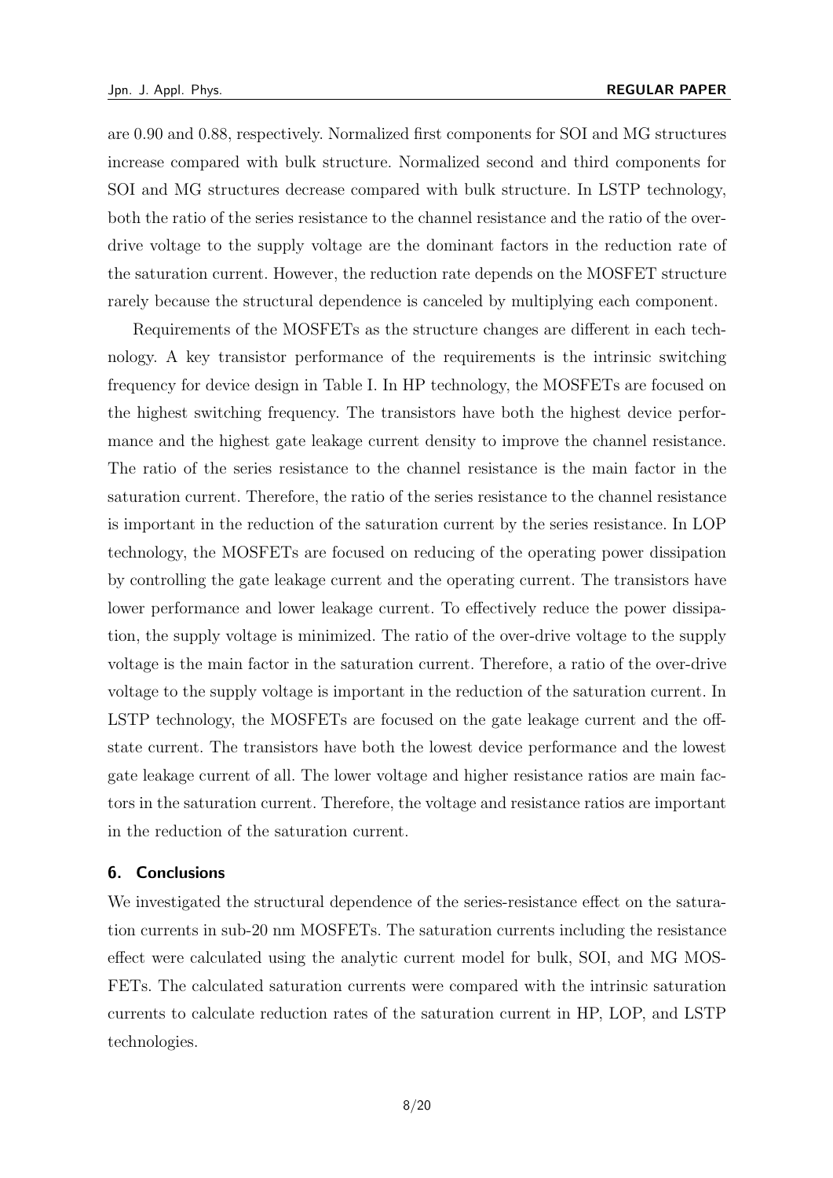are 0.90 and 0.88, respectively. Normalized first components for SOI and MG structures increase compared with bulk structure. Normalized second and third components for SOI and MG structures decrease compared with bulk structure. In LSTP technology, both the ratio of the series resistance to the channel resistance and the ratio of the overdrive voltage to the supply voltage are the dominant factors in the reduction rate of the saturation current. However, the reduction rate depends on the MOSFET structure rarely because the structural dependence is canceled by multiplying each component.

Requirements of the MOSFETs as the structure changes are different in each technology. A key transistor performance of the requirements is the intrinsic switching frequency for device design in Table I. In HP technology, the MOSFETs are focused on the highest switching frequency. The transistors have both the highest device performance and the highest gate leakage current density to improve the channel resistance. The ratio of the series resistance to the channel resistance is the main factor in the saturation current. Therefore, the ratio of the series resistance to the channel resistance is important in the reduction of the saturation current by the series resistance. In LOP technology, the MOSFETs are focused on reducing of the operating power dissipation by controlling the gate leakage current and the operating current. The transistors have lower performance and lower leakage current. To effectively reduce the power dissipation, the supply voltage is minimized. The ratio of the over-drive voltage to the supply voltage is the main factor in the saturation current. Therefore, a ratio of the over-drive voltage to the supply voltage is important in the reduction of the saturation current. In LSTP technology, the MOSFETs are focused on the gate leakage current and the off-state current. The transistors have both the lowest device performance and the lowest gate leakage current of all. The lower voltage and higher resistance ratios are main factors in the saturation current. Therefore, the voltage and resistance ratios are important in the reduction of the saturation current.

## 6. Conclusions

We investigated the structural dependence of the series-resistance effect on the saturation currents in sub-20 nm MOSFETs. The saturation currents including the resistance effect were calculated using the analytic current model for bulk, SOI, and MG MOSFETs. The calculated saturation currents were compared with the intrinsic saturation currents to calculate reduction rates of the saturation current in HP, LOP, and LSTP technologies.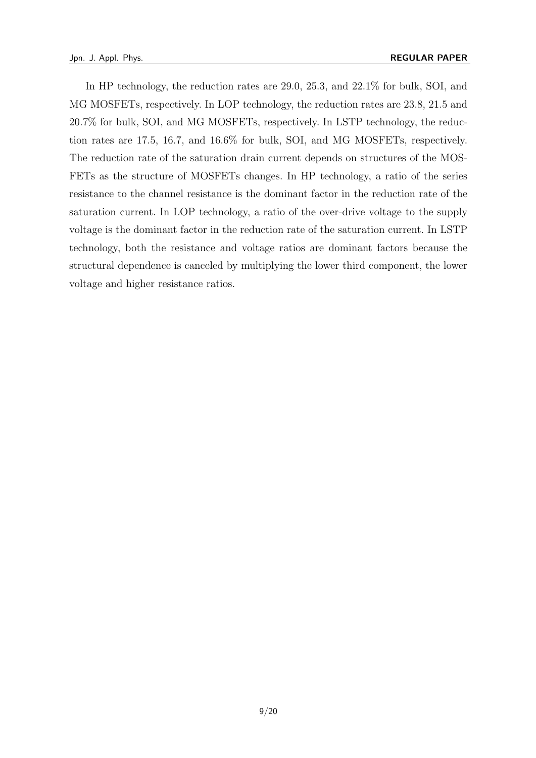In HP technology, the reduction rates are 29.0, 25.3, and 22.1% for bulk, SOI, and MG MOSFETs, respectively. In LOP technology, the reduction rates are 23.8, 21.5 and 20.7% for bulk, SOI, and MG MOSFETs, respectively. In LSTP technology, the reduction rates are 17.5, 16.7, and 16.6% for bulk, SOI, and MG MOSFETs, respectively. The reduction rate of the saturation drain current depends on structures of the MOSFETs as the structure of MOSFETs changes. In HP technology, a ratio of the series resistance to the channel resistance is the dominant factor in the reduction rate of the saturation current. In LOP technology, a ratio of the over-drive voltage to the supply voltage is the dominant factor in the reduction rate of the saturation current. In LSTP technology, both the resistance and voltage ratios are dominant factors because the structural dependence is canceled by multiplying the lower third component, the lower voltage and higher resistance ratios.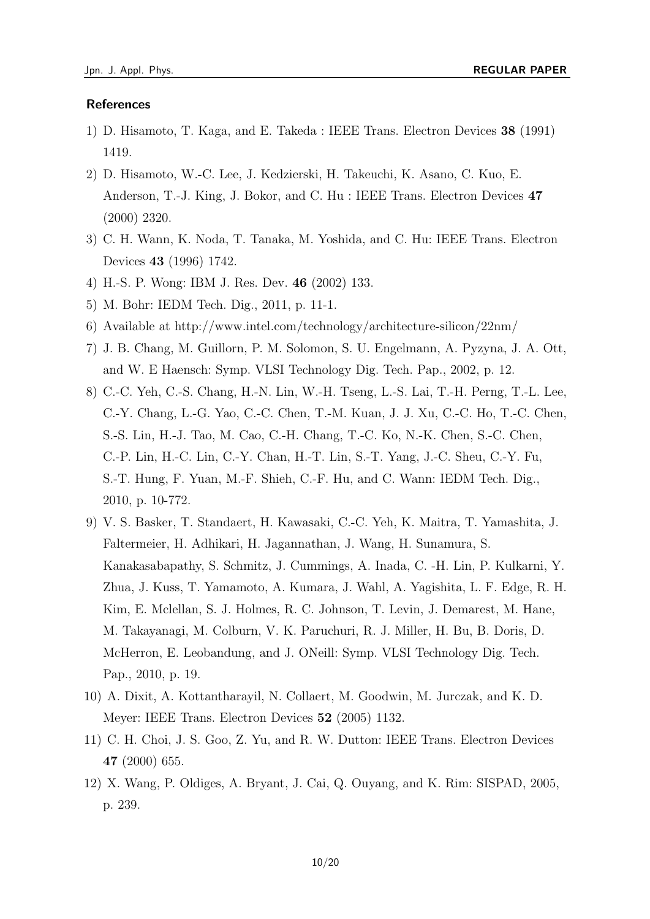## References

1) D. Hisamoto, T. Kaga, and E. Takeda : IEEE Trans. Electron Devices **38** (1991) 1419.
2) D. Hisamoto, W.-C. Lee, J. Kedzierski, H. Takeuchi, K. Asano, C. Kuo, E. Anderson, T.-J. King, J. Bokor, and C. Hu : IEEE Trans. Electron Devices **47** (2000) 2320.
3) C. H. Wann, K. Noda, T. Tanaka, M. Yoshida, and C. Hu: IEEE Trans. Electron Devices **43** (1996) 1742.
4) H.-S. P. Wong: IBM J. Res. Dev. **46** (2002) 133.
5) M. Bohr: IEDM Tech. Dig., 2011, p. 11-1.
6) Available at http://www.intel.com/technology/architecture-silicon/22nm/
7) J. B. Chang, M. Guillorn, P. M. Solomon, S. U. Engelmann, A. Pyzyna, J. A. Ott, and W. E Haensch: Symp. VLSI Technology Dig. Tech. Pap., 2002, p. 12.
8) C.-C. Yeh, C.-S. Chang, H.-N. Lin, W.-H. Tseng, L.-S. Lai, T.-H. Perng, T.-L. Lee, C.-Y. Chang, L.-G. Yao, C.-C. Chen, T.-M. Kuan, J. J. Xu, C.-C. Ho, T.-C. Chen, S.-S. Lin, H.-J. Tao, M. Cao, C.-H. Chang, T.-C. Ko, N.-K. Chen, S.-C. Chen, C.-P. Lin, H.-C. Lin, C.-Y. Chan, H.-T. Lin, S.-T. Yang, J.-C. Sheu, C.-Y. Fu, S.-T. Hung, F. Yuan, M.-F. Shieh, C.-F. Hu, and C. Wann: IEDM Tech. Dig., 2010, p. 10-772.
9) V. S. Basker, T. Standaert, H. Kawasaki, C.-C. Yeh, K. Maitra, T. Yamashita, J. Faltermeier, H. Adhikari, H. Jagannathan, J. Wang, H. Sunamura, S. Kanakasabapathy, S. Schmitz, J. Cummings, A. Inada, C. -H. Lin, P. Kulkarni, Y. Zhua, J. Kuss, T. Yamamoto, A. Kumara, J. Wahl, A. Yagishita, L. F. Edge, R. H. Kim, E. Mclellan, S. J. Holmes, R. C. Johnson, T. Levin, J. Demarest, M. Hane, M. Takayanagi, M. Colburn, V. K. Paruchuri, R. J. Miller, H. Bu, B. Doris, D. McHerron, E. Leobandung, and J. ONeill: Symp. VLSI Technology Dig. Tech. Pap., 2010, p. 19.
10) A. Dixit, A. Kottantharayil, N. Collaert, M. Goodwin, M. Jurczak, and K. D. Meyer: IEEE Trans. Electron Devices **52** (2005) 1132.
11) C. H. Choi, J. S. Goo, Z. Yu, and R. W. Dutton: IEEE Trans. Electron Devices **47** (2000) 655.
12) X. Wang, P. Oldiges, A. Bryant, J. Cai, Q. Ouyang, and K. Rim: SISPAD, 2005, p. 239.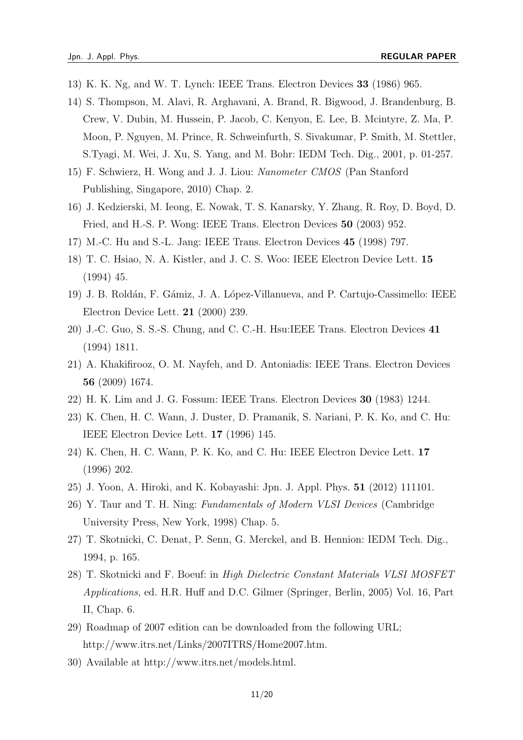13) K. K. Ng, and W. T. Lynch: IEEE Trans. Electron Devices **33** (1986) 965.

14) S. Thompson, M. Alavi, R. Arghavani, A. Brand, R. Bigwood, J. Brandenburg, B. Crew, V. Dubin, M. Hussein, P. Jacob, C. Kenyon, E. Lee, B. Mcintyre, Z. Ma, P. Moon, P. Nguyen, M. Prince, R. Schweinfurth, S. Sivakumar, P. Smith, M. Stettler, S.Tyagi, M. Wei, J. Xu, S. Yang, and M. Bohr: IEDM Tech. Dig., 2001, p. 01-257.

15) F. Schwierz, H. Wong and J. J. Liou: *Nanometer CMOS* (Pan Stanford Publishing, Singapore, 2010) Chap. 2.

16) J. Kedzierski, M. Ieong, E. Nowak, T. S. Kanarsky, Y. Zhang, R. Roy, D. Boyd, D. Fried, and H.-S. P. Wong: IEEE Trans. Electron Devices **50** (2003) 952.

17) M.-C. Hu and S.-L. Jang: IEEE Trans. Electron Devices **45** (1998) 797.

18) T. C. Hsiao, N. A. Kistler, and J. C. S. Woo: IEEE Electron Device Lett. **15** (1994) 45.

19) J. B. Roldán, F. Gámiz, J. A. López-Villanueva, and P. Cartujo-Cassimello: IEEE Electron Device Lett. **21** (2000) 239.

20) J.-C. Guo, S. S.-S. Chung, and C. C.-H. Hsu:IEEE Trans. Electron Devices **41** (1994) 1811.

21) A. Khakifirooz, O. M. Nayfeh, and D. Antoniadis: IEEE Trans. Electron Devices **56** (2009) 1674.

22) H. K. Lim and J. G. Fossum: IEEE Trans. Electron Devices **30** (1983) 1244.

23) K. Chen, H. C. Wann, J. Duster, D. Pramanik, S. Nariani, P. K. Ko, and C. Hu: IEEE Electron Device Lett. **17** (1996) 145.

24) K. Chen, H. C. Wann, P. K. Ko, and C. Hu: IEEE Electron Device Lett. **17** (1996) 202.

25) J. Yoon, A. Hiroki, and K. Kobayashi: Jpn. J. Appl. Phys. **51** (2012) 111101.

26) Y. Taur and T. H. Ning: *Fundamentals of Modern VLSI Devices* (Cambridge University Press, New York, 1998) Chap. 5.

27) T. Skotnicki, C. Denat, P. Senn, G. Merckel, and B. Hennion: IEDM Tech. Dig., 1994, p. 165.

28) T. Skotnicki and F. Boeuf: in *High Dielectric Constant Materials VLSI MOSFET Applications*, ed. H.R. Huff and D.C. Gilmer (Springer, Berlin, 2005) Vol. 16, Part II, Chap. 6.

29) Roadmap of 2007 edition can be downloaded from the following URL; http://www.itrs.net/Links/2007ITRS/Home2007.htm.

30) Available at http://www.itrs.net/models.html.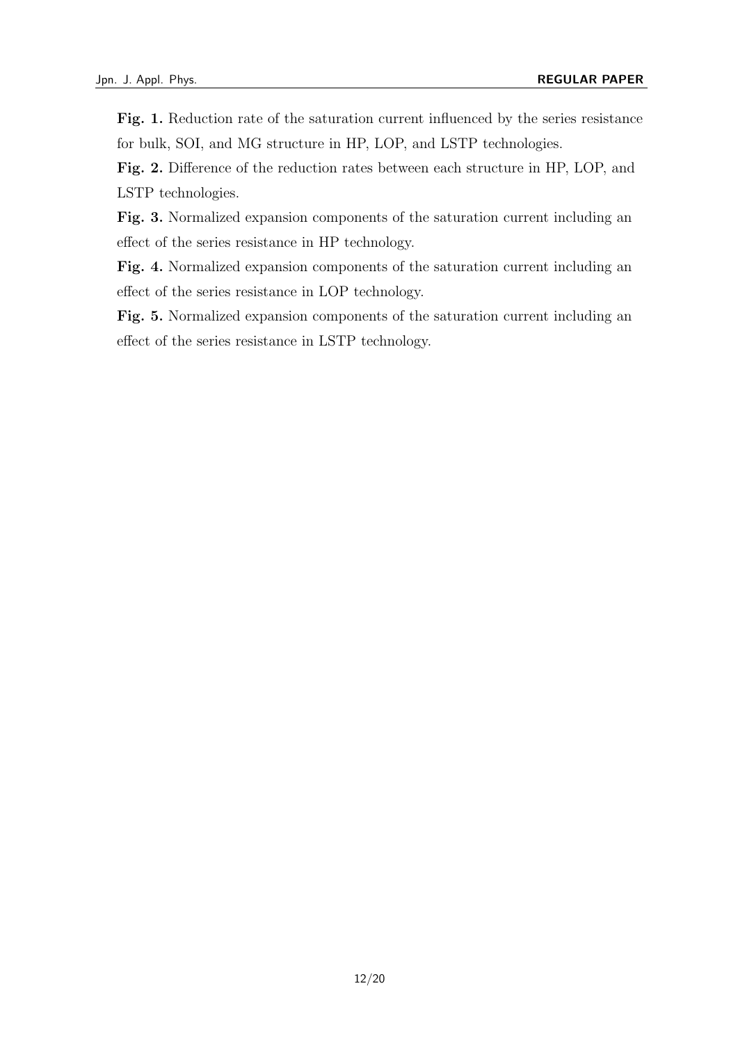**Fig. 1.** Reduction rate of the saturation current influenced by the series resistance for bulk, SOI, and MG structure in HP, LOP, and LSTP technologies.

**Fig. 2.** Difference of the reduction rates between each structure in HP, LOP, and LSTP technologies.

**Fig. 3.** Normalized expansion components of the saturation current including an effect of the series resistance in HP technology.

**Fig. 4.** Normalized expansion components of the saturation current including an effect of the series resistance in LOP technology.

**Fig. 5.** Normalized expansion components of the saturation current including an effect of the series resistance in LSTP technology.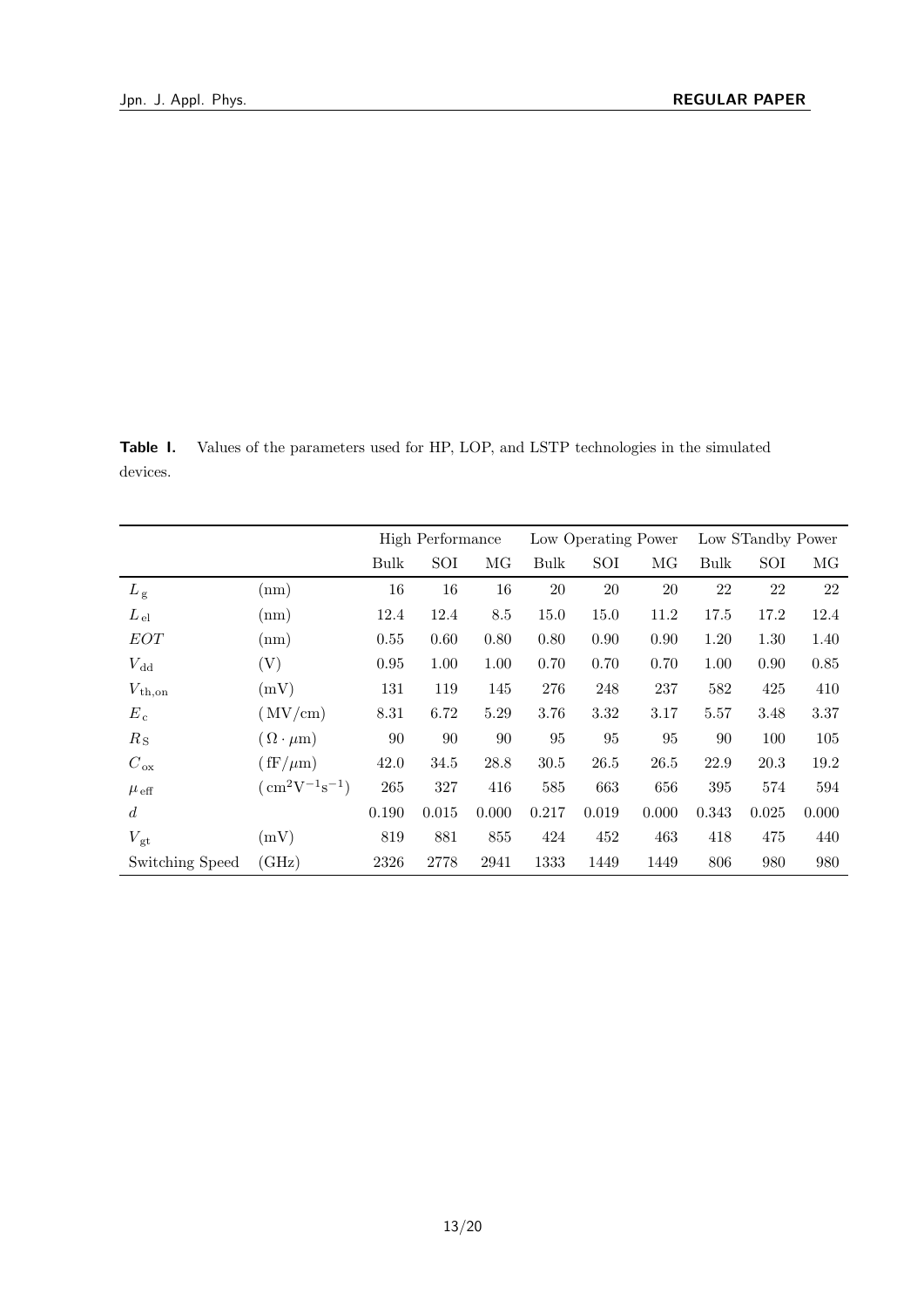**Table I.** Values of the parameters used for HP, LOP, and LSTP technologies in the simulated devices.

| | | High Performance | | | Low Operating Power | | | Low STandby Power | | |
|---|---|---|---|---|---|---|---|---|---|---|
| | | Bulk | SOI | MG | Bulk | SOI | MG | Bulk | SOI | MG |
| $L_{\mathrm{g}}$ | (nm) | 16 | 16 | 16 | 20 | 20 | 20 | 22 | 22 | 22 |
| $L_{\mathrm{el}}$ | (nm) | 12.4 | 12.4 | 8.5 | 15.0 | 15.0 | 11.2 | 17.5 | 17.2 | 12.4 |
| $EOT$ | (nm) | 0.55 | 0.60 | 0.80 | 0.80 | 0.90 | 0.90 | 1.20 | 1.30 | 1.40 |
| $V_{\mathrm{dd}}$ | (V) | 0.95 | 1.00 | 1.00 | 0.70 | 0.70 | 0.70 | 1.00 | 0.90 | 0.85 |
| $V_{\mathrm{th,on}}$ | (mV) | 131 | 119 | 145 | 276 | 248 | 237 | 582 | 425 | 410 |
| $E_{\mathrm{c}}$ | (MV/cm) | 8.31 | 6.72 | 5.29 | 3.76 | 3.32 | 3.17 | 5.57 | 3.48 | 3.37 |
| $R_{\mathrm{S}}$ | ($\Omega \cdot \mu$m) | 90 | 90 | 90 | 95 | 95 | 95 | 90 | 100 | 105 |
| $C_{\mathrm{ox}}$ | (fF/$\mu$m) | 42.0 | 34.5 | 28.8 | 30.5 | 26.5 | 26.5 | 22.9 | 20.3 | 19.2 |
| $\mu_{\mathrm{eff}}$ | (cm$^2$V$^{-1}$s$^{-1}$) | 265 | 327 | 416 | 585 | 663 | 656 | 395 | 574 | 594 |
| $d$ | | 0.190 | 0.015 | 0.000 | 0.217 | 0.019 | 0.000 | 0.343 | 0.025 | 0.000 |
| $V_{\mathrm{gt}}$ | (mV) | 819 | 881 | 855 | 424 | 452 | 463 | 418 | 475 | 440 |
| Switching Speed | (GHz) | 2326 | 2778 | 2941 | 1333 | 1449 | 1449 | 806 | 980 | 980 |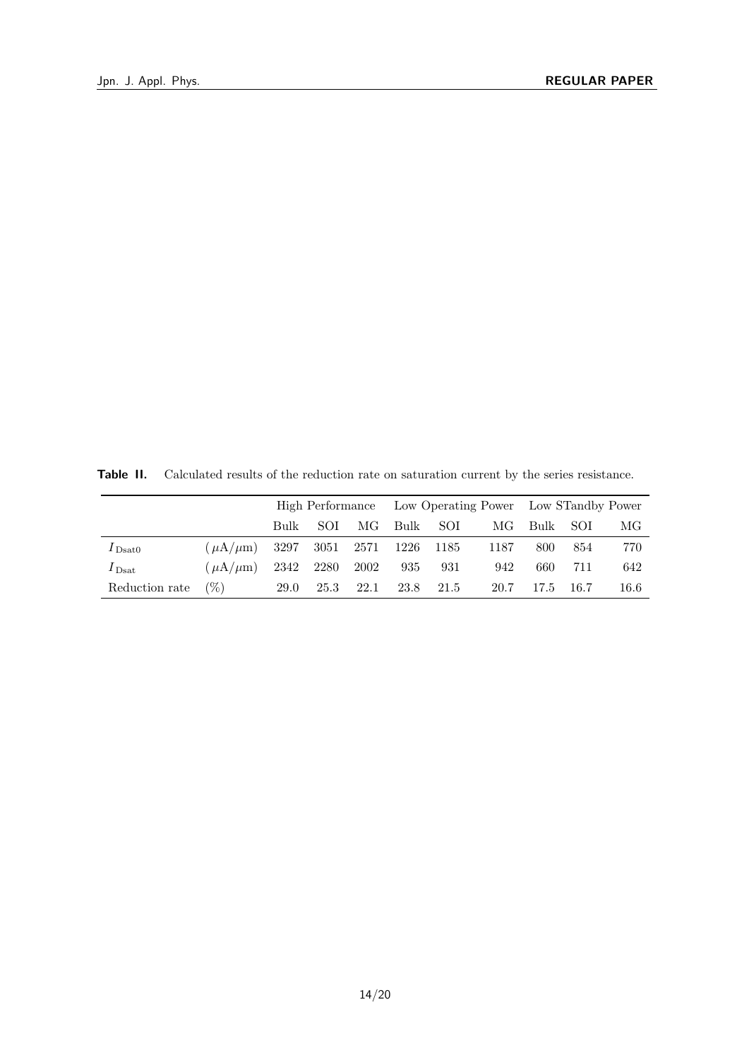**Table II.** Calculated results of the reduction rate on saturation current by the series resistance.

| | | High Performance | | | Low Operating Power | | | Low STandby Power | | |
|---|---|---|---|---|---|---|---|---|---|---|
| | | Bulk | SOI | MG | Bulk | SOI | MG | Bulk | SOI | MG |
| $I_{\mathrm{Dsat0}}$ | $(\mu\mathrm{A}/\mu\mathrm{m})$ | 3297 | 3051 | 2571 | 1226 | 1185 | 1187 | 800 | 854 | 770 |
| $I_{\mathrm{Dsat}}$ | $(\mu\mathrm{A}/\mu\mathrm{m})$ | 2342 | 2280 | 2002 | 935 | 931 | 942 | 660 | 711 | 642 |
| Reduction rate | (%) | 29.0 | 25.3 | 22.1 | 23.8 | 21.5 | 20.7 | 17.5 | 16.7 | 16.6 |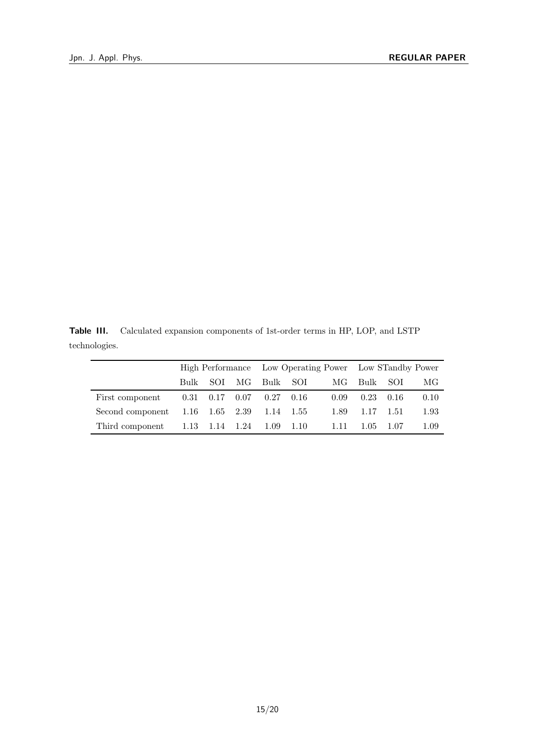**Table III.** Calculated expansion components of 1st-order terms in HP, LOP, and LSTP technologies.

| | High Performance | | | Low Operating Power | | | Low STandby Power | | |
|---|---|---|---|---|---|---|---|---|---|
| | Bulk | SOI | MG | Bulk | SOI | MG | Bulk | SOI | MG |
| First component | 0.31 | 0.17 | 0.07 | 0.27 | 0.16 | 0.09 | 0.23 | 0.16 | 0.10 |
| Second component | 1.16 | 1.65 | 2.39 | 1.14 | 1.55 | 1.89 | 1.17 | 1.51 | 1.93 |
| Third component | 1.13 | 1.14 | 1.24 | 1.09 | 1.10 | 1.11 | 1.05 | 1.07 | 1.09 |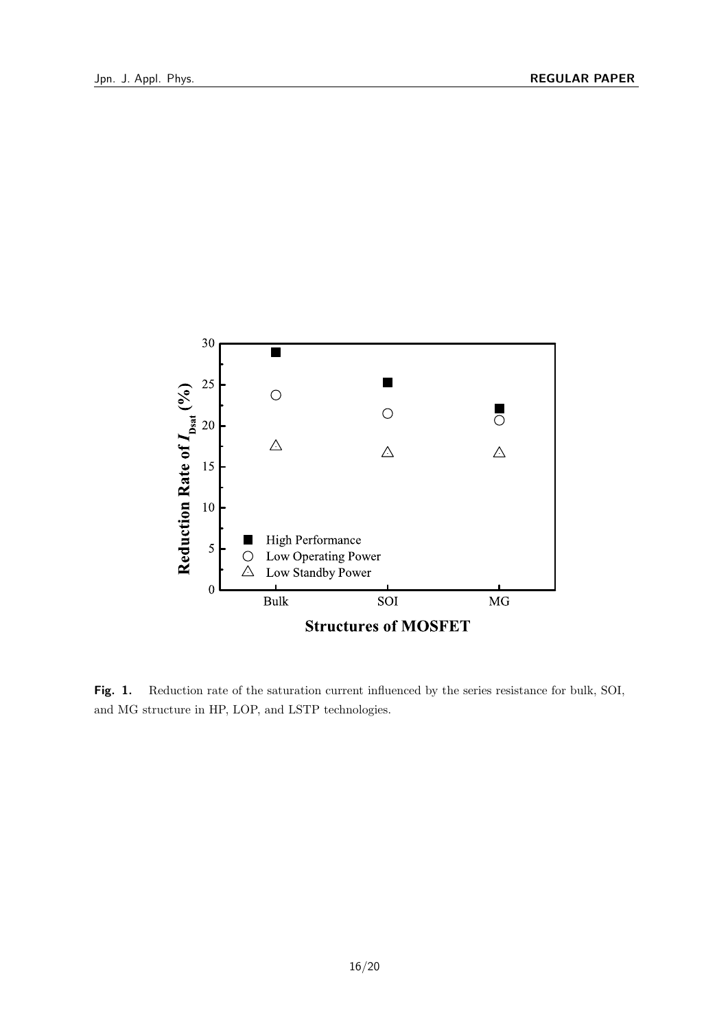**Fig. 1.** Reduction rate of the saturation current influenced by the series resistance for bulk, SOI, and MG structure in HP, LOP, and LSTP technologies.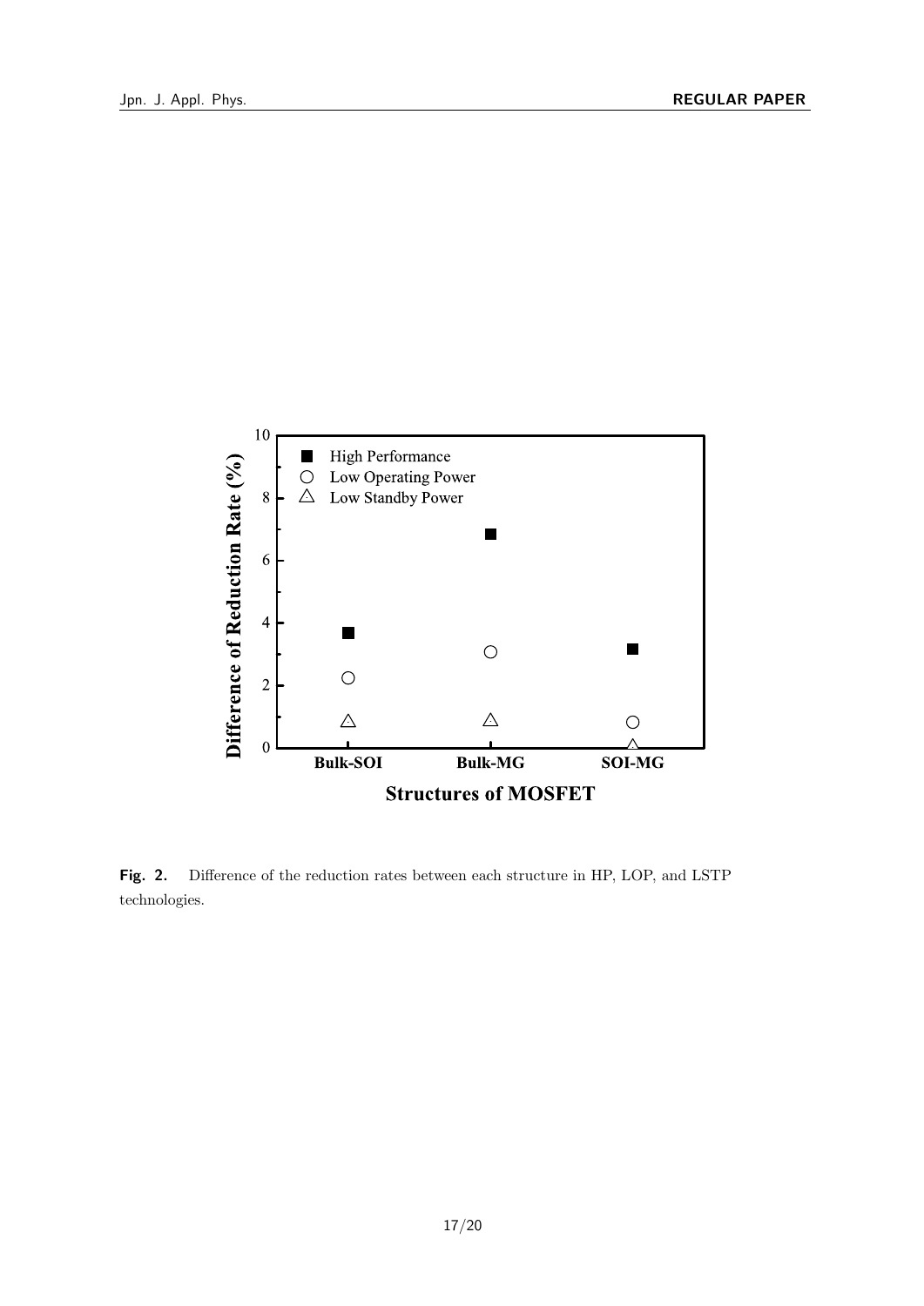**Fig. 2.** Difference of the reduction rates between each structure in HP, LOP, and LSTP technologies.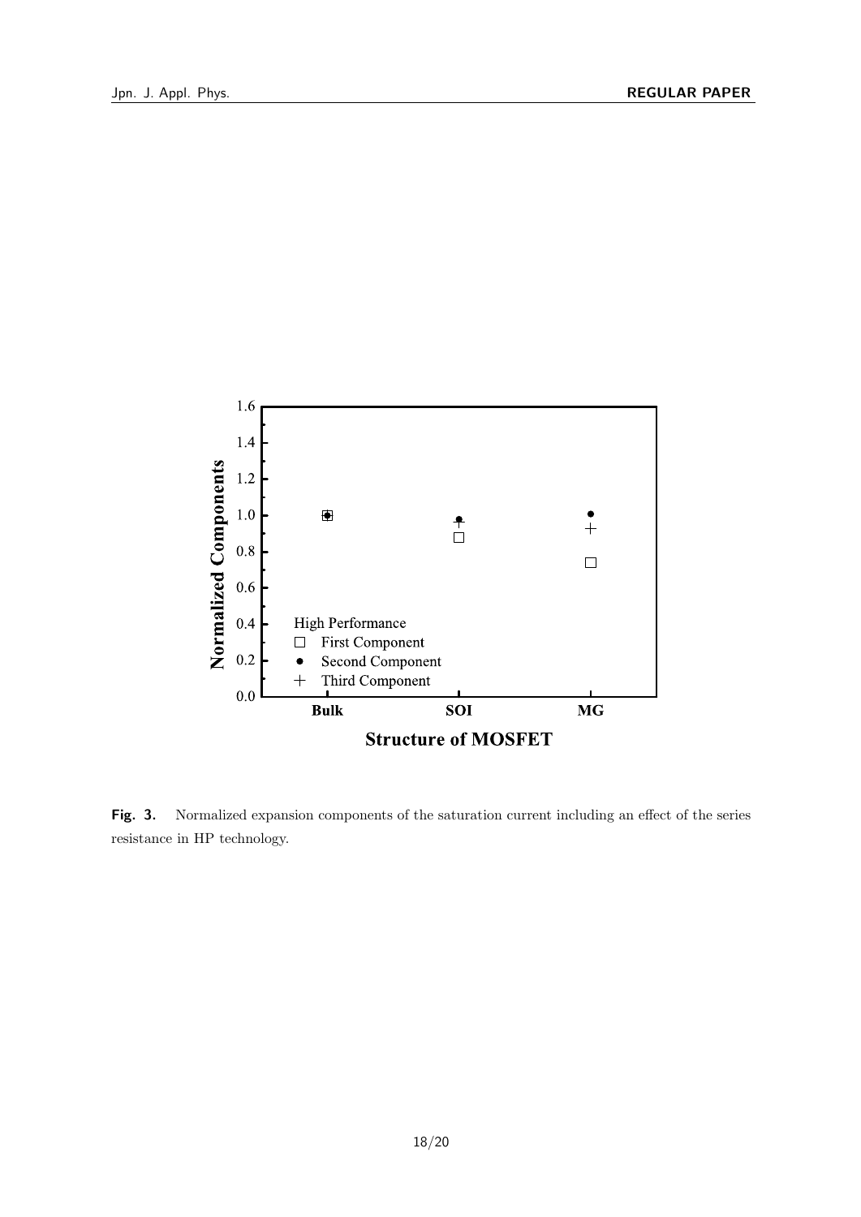**Fig. 3.** Normalized expansion components of the saturation current including an effect of the series resistance in HP technology.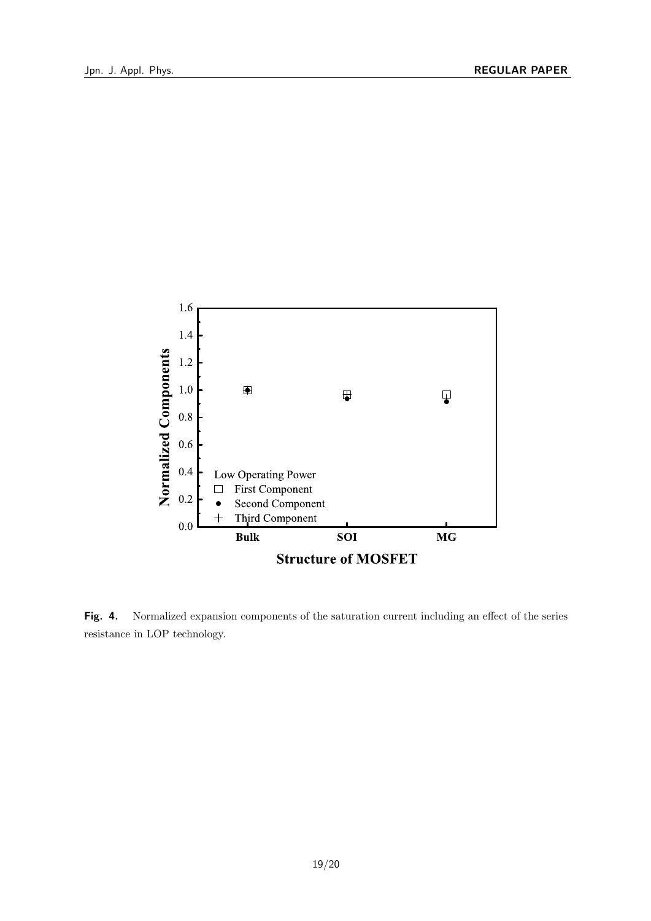**Fig. 4.** Normalized expansion components of the saturation current including an effect of the series resistance in LOP technology.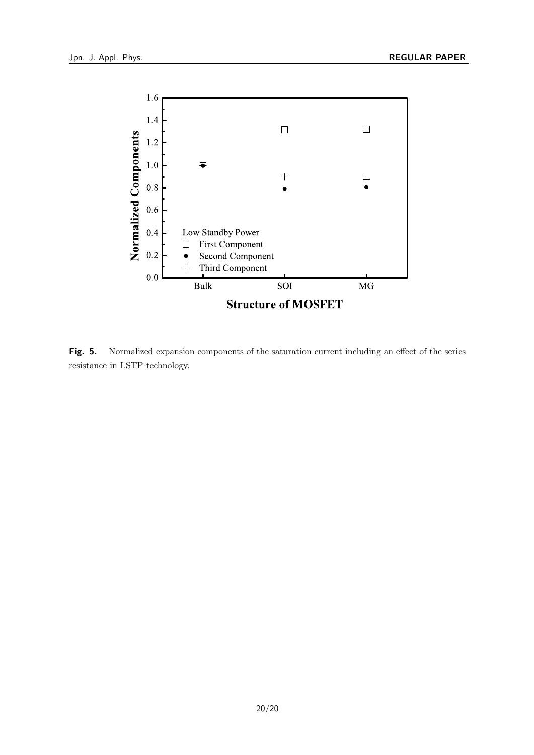1.6
1.4
1.2
1.0
0.8
0.6
0.4
0.2
0.0

Normalized Components

Bulk
SOI
MG

Structure of MOSFET

Low Standby Power
First Component
Second Component
Third Component

**Fig. 5.** Normalized expansion components of the saturation current including an effect of the series resistance in LSTP technology.